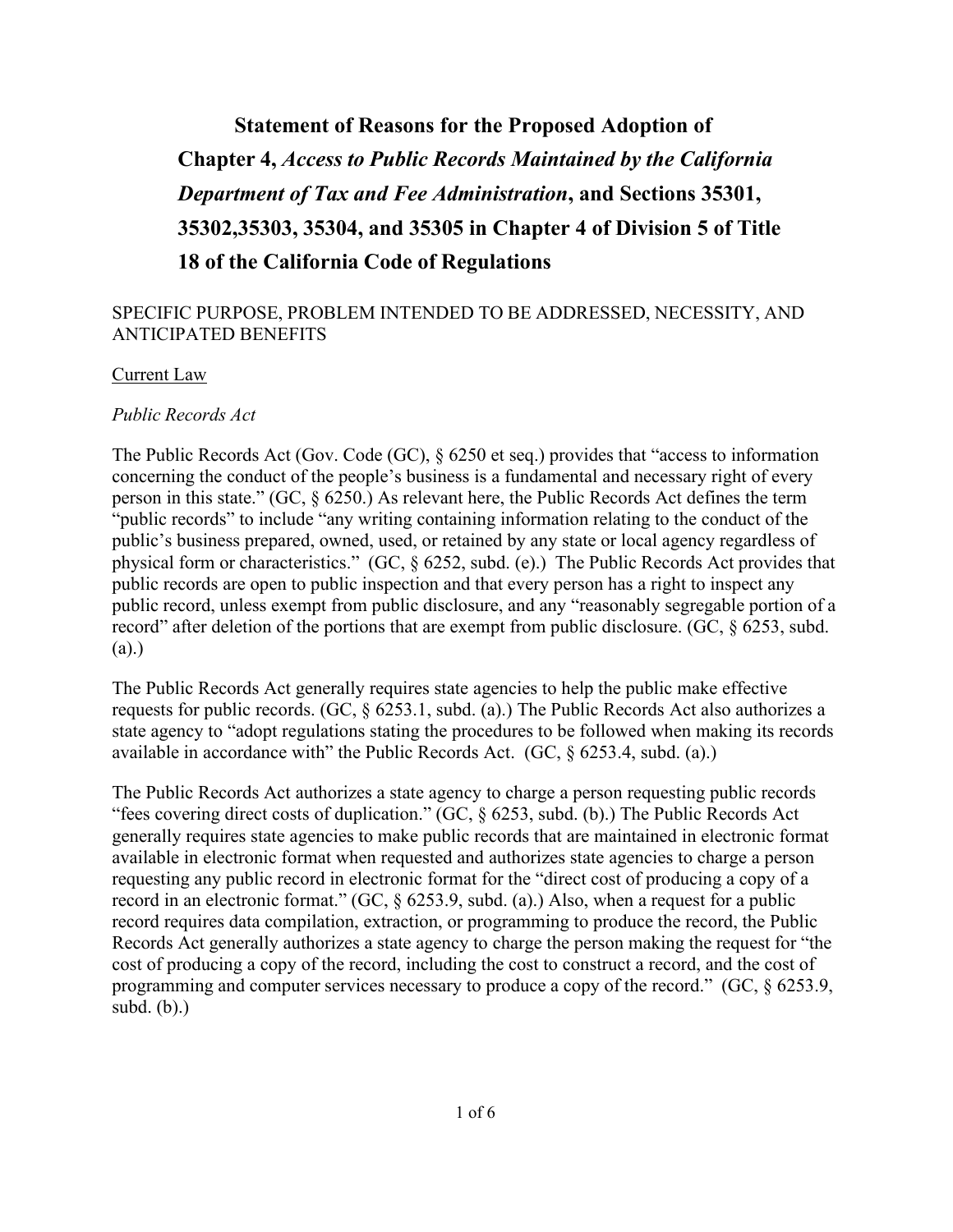# Statement of Reasons for the Proposed Adoption of Chapter 4, *Access to Public Records Maintained by the California Department of Tax and Fee Administration*, and Sections 35301, 35302,35303, 35304, and 35305 in Chapter 4 of Division 5 of Title 18 of the California Code of Regulations

SPECIFIC PURPOSE, PROBLEM INTENDED TO BE ADDRESSED, NECESSITY, AND ANTICIPATED BENEFITS

<u>Current Law</u>

*Public Records Act*

The Public Records Act (Gov. Code (GC), § 6250 et seq.) provides that "access to information concerning the conduct of the people's business is a fundamental and necessary right of every person in this state." (GC, § 6250.) As relevant here, the Public Records Act defines the term "public records" to include "any writing containing information relating to the conduct of the public's business prepared, owned, used, or retained by any state or local agency regardless of physical form or characteristics." (GC, § 6252, subd. (e).) The Public Records Act provides that public records are open to public inspection and that every person has a right to inspect any public record, unless exempt from public disclosure, and any "reasonably segregable portion of a record" after deletion of the portions that are exempt from public disclosure. (GC, § 6253, subd. (a).)

The Public Records Act generally requires state agencies to help the public make effective requests for public records. (GC, § 6253.1, subd. (a).) The Public Records Act also authorizes a state agency to "adopt regulations stating the procedures to be followed when making its records available in accordance with" the Public Records Act. (GC, § 6253.4, subd. (a).)

The Public Records Act authorizes a state agency to charge a person requesting public records "fees covering direct costs of duplication." (GC, § 6253, subd. (b).) The Public Records Act generally requires state agencies to make public records that are maintained in electronic format available in electronic format when requested and authorizes state agencies to charge a person requesting any public record in electronic format for the "direct cost of producing a copy of a record in an electronic format." (GC, § 6253.9, subd. (a).) Also, when a request for a public record requires data compilation, extraction, or programming to produce the record, the Public Records Act generally authorizes a state agency to charge the person making the request for "the cost of producing a copy of the record, including the cost to construct a record, and the cost of programming and computer services necessary to produce a copy of the record." (GC, § 6253.9, subd. (b).)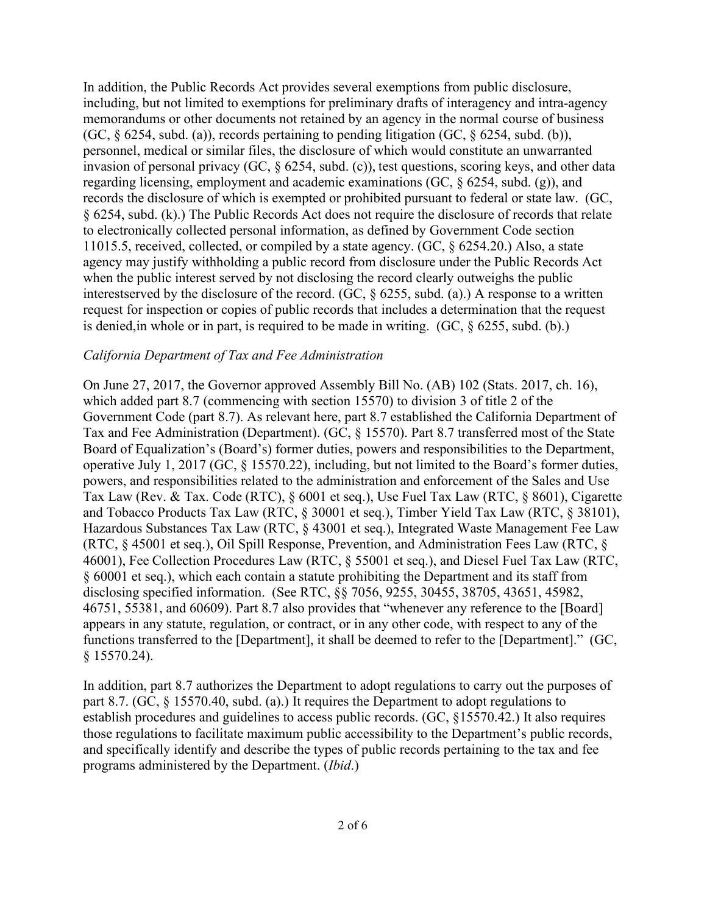In addition, the Public Records Act provides several exemptions from public disclosure, including, but not limited to exemptions for preliminary drafts of interagency and intra-agency memorandums or other documents not retained by an agency in the normal course of business (GC, § 6254, subd. (a)), records pertaining to pending litigation (GC, § 6254, subd. (b)), personnel, medical or similar files, the disclosure of which would constitute an unwarranted invasion of personal privacy (GC, § 6254, subd. (c)), test questions, scoring keys, and other data regarding licensing, employment and academic examinations (GC, § 6254, subd. (g)), and records the disclosure of which is exempted or prohibited pursuant to federal or state law. (GC, § 6254, subd. (k).) The Public Records Act does not require the disclosure of records that relate to electronically collected personal information, as defined by Government Code section 11015.5, received, collected, or compiled by a state agency. (GC, § 6254.20.) Also, a state agency may justify withholding a public record from disclosure under the Public Records Act when the public interest served by not disclosing the record clearly outweighs the public interestserved by the disclosure of the record. (GC, § 6255, subd. (a).) A response to a written request for inspection or copies of public records that includes a determination that the request is denied,in whole or in part, is required to be made in writing. (GC, § 6255, subd. (b).)

*California Department of Tax and Fee Administration*

On June 27, 2017, the Governor approved Assembly Bill No. (AB) 102 (Stats. 2017, ch. 16), which added part 8.7 (commencing with section 15570) to division 3 of title 2 of the Government Code (part 8.7). As relevant here, part 8.7 established the California Department of Tax and Fee Administration (Department). (GC, § 15570). Part 8.7 transferred most of the State Board of Equalization's (Board's) former duties, powers and responsibilities to the Department, operative July 1, 2017 (GC, § 15570.22), including, but not limited to the Board's former duties, powers, and responsibilities related to the administration and enforcement of the Sales and Use Tax Law (Rev. & Tax. Code (RTC), § 6001 et seq.), Use Fuel Tax Law (RTC, § 8601), Cigarette and Tobacco Products Tax Law (RTC, § 30001 et seq.), Timber Yield Tax Law (RTC, § 38101), Hazardous Substances Tax Law (RTC, § 43001 et seq.), Integrated Waste Management Fee Law (RTC, § 45001 et seq.), Oil Spill Response, Prevention, and Administration Fees Law (RTC, § 46001), Fee Collection Procedures Law (RTC, § 55001 et seq.), and Diesel Fuel Tax Law (RTC, § 60001 et seq.), which each contain a statute prohibiting the Department and its staff from disclosing specified information. (See RTC, §§ 7056, 9255, 30455, 38705, 43651, 45982, 46751, 55381, and 60609). Part 8.7 also provides that "whenever any reference to the [Board] appears in any statute, regulation, or contract, or in any other code, with respect to any of the functions transferred to the [Department], it shall be deemed to refer to the [Department]." (GC, § 15570.24).

In addition, part 8.7 authorizes the Department to adopt regulations to carry out the purposes of part 8.7. (GC, § 15570.40, subd. (a).) It requires the Department to adopt regulations to establish procedures and guidelines to access public records. (GC, §15570.42.) It also requires those regulations to facilitate maximum public accessibility to the Department's public records, and specifically identify and describe the types of public records pertaining to the tax and fee programs administered by the Department. (*Ibid*.)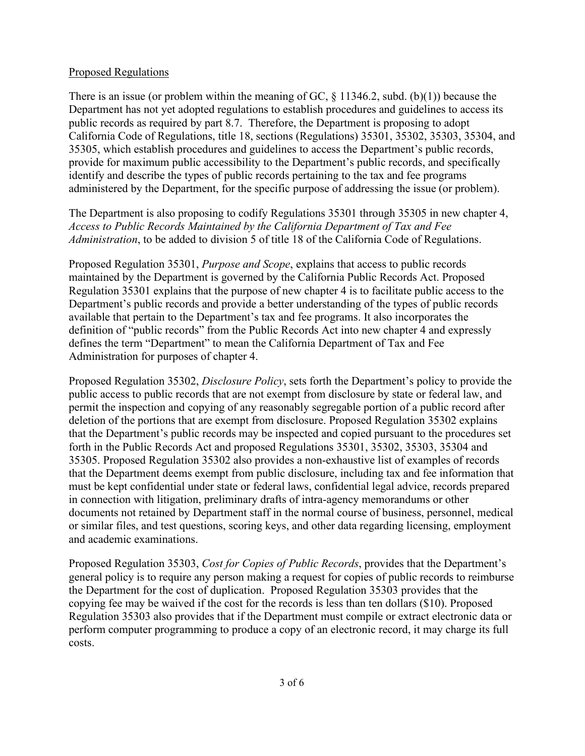Proposed Regulations

There is an issue (or problem within the meaning of GC, § 11346.2, subd. (b)(1)) because the Department has not yet adopted regulations to establish procedures and guidelines to access its public records as required by part 8.7. Therefore, the Department is proposing to adopt California Code of Regulations, title 18, sections (Regulations) 35301, 35302, 35303, 35304, and 35305, which establish procedures and guidelines to access the Department's public records, provide for maximum public accessibility to the Department's public records, and specifically identify and describe the types of public records pertaining to the tax and fee programs administered by the Department, for the specific purpose of addressing the issue (or problem).

The Department is also proposing to codify Regulations 35301 through 35305 in new chapter 4, *Access to Public Records Maintained by the California Department of Tax and Fee Administration*, to be added to division 5 of title 18 of the California Code of Regulations.

Proposed Regulation 35301, *Purpose and Scope*, explains that access to public records maintained by the Department is governed by the California Public Records Act. Proposed Regulation 35301 explains that the purpose of new chapter 4 is to facilitate public access to the Department's public records and provide a better understanding of the types of public records available that pertain to the Department's tax and fee programs. It also incorporates the definition of "public records" from the Public Records Act into new chapter 4 and expressly defines the term "Department" to mean the California Department of Tax and Fee Administration for purposes of chapter 4.

Proposed Regulation 35302, *Disclosure Policy*, sets forth the Department's policy to provide the public access to public records that are not exempt from disclosure by state or federal law, and permit the inspection and copying of any reasonably segregable portion of a public record after deletion of the portions that are exempt from disclosure. Proposed Regulation 35302 explains that the Department's public records may be inspected and copied pursuant to the procedures set forth in the Public Records Act and proposed Regulations 35301, 35302, 35303, 35304 and 35305. Proposed Regulation 35302 also provides a non-exhaustive list of examples of records that the Department deems exempt from public disclosure, including tax and fee information that must be kept confidential under state or federal laws, confidential legal advice, records prepared in connection with litigation, preliminary drafts of intra-agency memorandums or other documents not retained by Department staff in the normal course of business, personnel, medical or similar files, and test questions, scoring keys, and other data regarding licensing, employment and academic examinations.

Proposed Regulation 35303, *Cost for Copies of Public Records*, provides that the Department's general policy is to require any person making a request for copies of public records to reimburse the Department for the cost of duplication. Proposed Regulation 35303 provides that the copying fee may be waived if the cost for the records is less than ten dollars ($10). Proposed Regulation 35303 also provides that if the Department must compile or extract electronic data or perform computer programming to produce a copy of an electronic record, it may charge its full costs.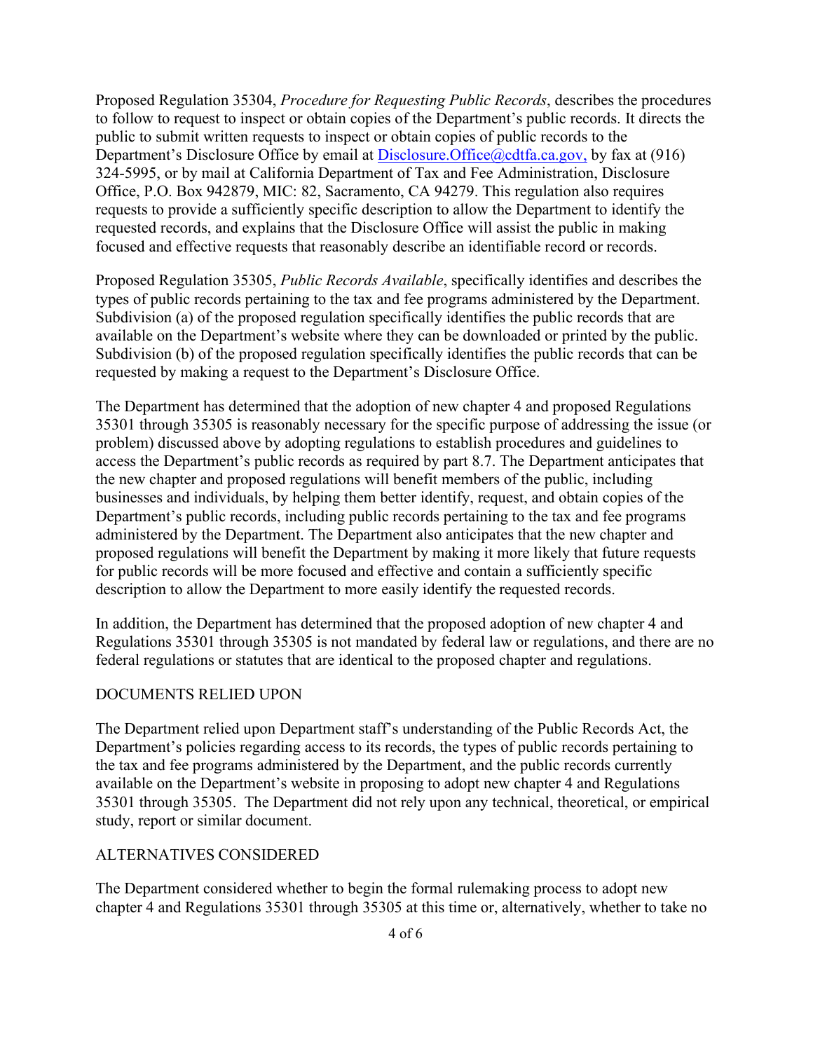Proposed Regulation 35304, *Procedure for Requesting Public Records*, describes the procedures to follow to request to inspect or obtain copies of the Department's public records. It directs the public to submit written requests to inspect or obtain copies of public records to the Department's Disclosure Office by email at [Disclosure.Office@cdtfa.ca.gov,](mailto:Disclosure.Office@cdtfa.ca.gov) by fax at (916) 324-5995, or by mail at California Department of Tax and Fee Administration, Disclosure Office, P.O. Box 942879, MIC: 82, Sacramento, CA 94279. This regulation also requires requests to provide a sufficiently specific description to allow the Department to identify the requested records, and explains that the Disclosure Office will assist the public in making focused and effective requests that reasonably describe an identifiable record or records.

Proposed Regulation 35305, *Public Records Available*, specifically identifies and describes the types of public records pertaining to the tax and fee programs administered by the Department. Subdivision (a) of the proposed regulation specifically identifies the public records that are available on the Department's website where they can be downloaded or printed by the public. Subdivision (b) of the proposed regulation specifically identifies the public records that can be requested by making a request to the Department's Disclosure Office.

The Department has determined that the adoption of new chapter 4 and proposed Regulations 35301 through 35305 is reasonably necessary for the specific purpose of addressing the issue (or problem) discussed above by adopting regulations to establish procedures and guidelines to access the Department's public records as required by part 8.7. The Department anticipates that the new chapter and proposed regulations will benefit members of the public, including businesses and individuals, by helping them better identify, request, and obtain copies of the Department's public records, including public records pertaining to the tax and fee programs administered by the Department. The Department also anticipates that the new chapter and proposed regulations will benefit the Department by making it more likely that future requests for public records will be more focused and effective and contain a sufficiently specific description to allow the Department to more easily identify the requested records.

In addition, the Department has determined that the proposed adoption of new chapter 4 and Regulations 35301 through 35305 is not mandated by federal law or regulations, and there are no federal regulations or statutes that are identical to the proposed chapter and regulations.

## DOCUMENTS RELIED UPON

The Department relied upon Department staff's understanding of the Public Records Act, the Department's policies regarding access to its records, the types of public records pertaining to the tax and fee programs administered by the Department, and the public records currently available on the Department's website in proposing to adopt new chapter 4 and Regulations 35301 through 35305. The Department did not rely upon any technical, theoretical, or empirical study, report or similar document.

## ALTERNATIVES CONSIDERED

The Department considered whether to begin the formal rulemaking process to adopt new chapter 4 and Regulations 35301 through 35305 at this time or, alternatively, whether to take no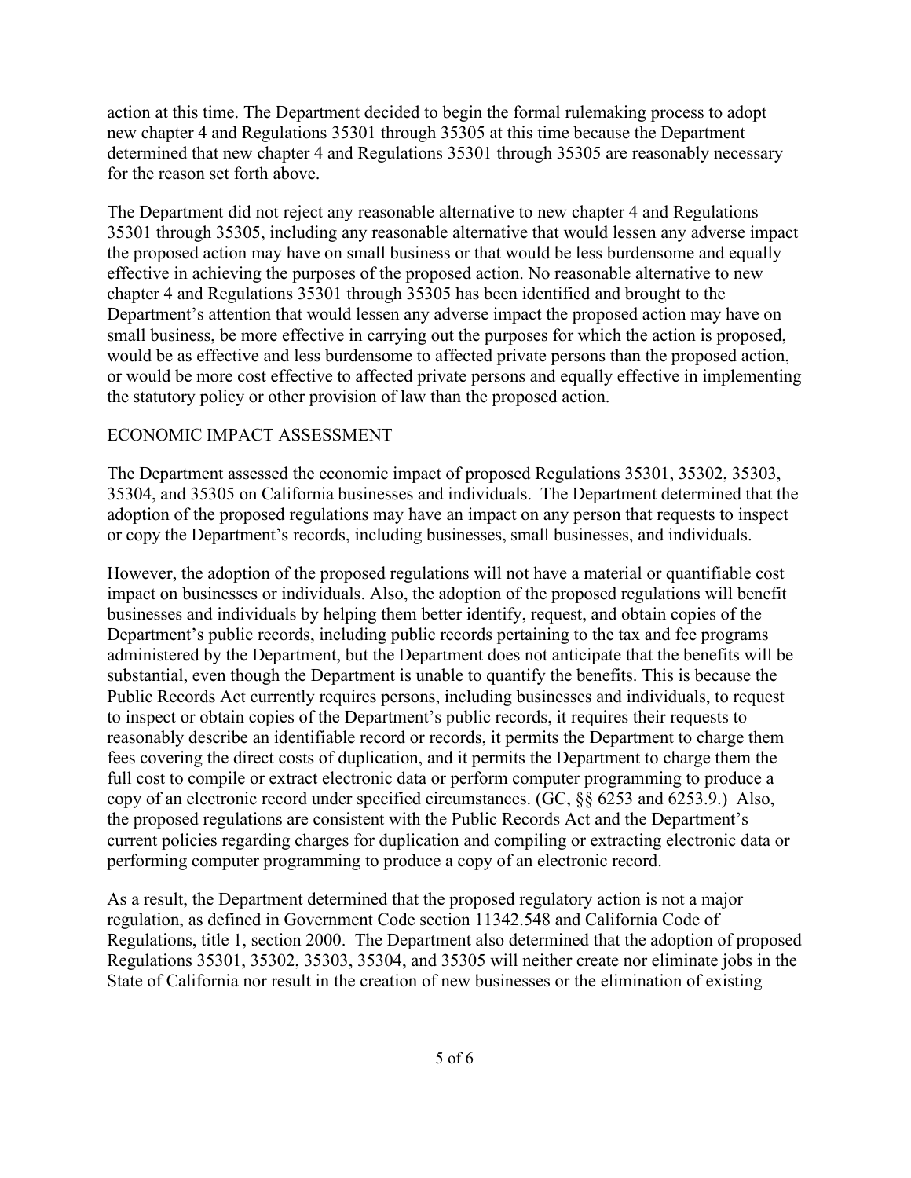action at this time. The Department decided to begin the formal rulemaking process to adopt new chapter 4 and Regulations 35301 through 35305 at this time because the Department determined that new chapter 4 and Regulations 35301 through 35305 are reasonably necessary for the reason set forth above.

The Department did not reject any reasonable alternative to new chapter 4 and Regulations 35301 through 35305, including any reasonable alternative that would lessen any adverse impact the proposed action may have on small business or that would be less burdensome and equally effective in achieving the purposes of the proposed action. No reasonable alternative to new chapter 4 and Regulations 35301 through 35305 has been identified and brought to the Department's attention that would lessen any adverse impact the proposed action may have on small business, be more effective in carrying out the purposes for which the action is proposed, would be as effective and less burdensome to affected private persons than the proposed action, or would be more cost effective to affected private persons and equally effective in implementing the statutory policy or other provision of law than the proposed action.

ECONOMIC IMPACT ASSESSMENT

The Department assessed the economic impact of proposed Regulations 35301, 35302, 35303, 35304, and 35305 on California businesses and individuals. The Department determined that the adoption of the proposed regulations may have an impact on any person that requests to inspect or copy the Department's records, including businesses, small businesses, and individuals.

However, the adoption of the proposed regulations will not have a material or quantifiable cost impact on businesses or individuals. Also, the adoption of the proposed regulations will benefit businesses and individuals by helping them better identify, request, and obtain copies of the Department's public records, including public records pertaining to the tax and fee programs administered by the Department, but the Department does not anticipate that the benefits will be substantial, even though the Department is unable to quantify the benefits. This is because the Public Records Act currently requires persons, including businesses and individuals, to request to inspect or obtain copies of the Department's public records, it requires their requests to reasonably describe an identifiable record or records, it permits the Department to charge them fees covering the direct costs of duplication, and it permits the Department to charge them the full cost to compile or extract electronic data or perform computer programming to produce a copy of an electronic record under specified circumstances. (GC, §§ 6253 and 6253.9.) Also, the proposed regulations are consistent with the Public Records Act and the Department's current policies regarding charges for duplication and compiling or extracting electronic data or performing computer programming to produce a copy of an electronic record.

As a result, the Department determined that the proposed regulatory action is not a major regulation, as defined in Government Code section 11342.548 and California Code of Regulations, title 1, section 2000. The Department also determined that the adoption of proposed Regulations 35301, 35302, 35303, 35304, and 35305 will neither create nor eliminate jobs in the State of California nor result in the creation of new businesses or the elimination of existing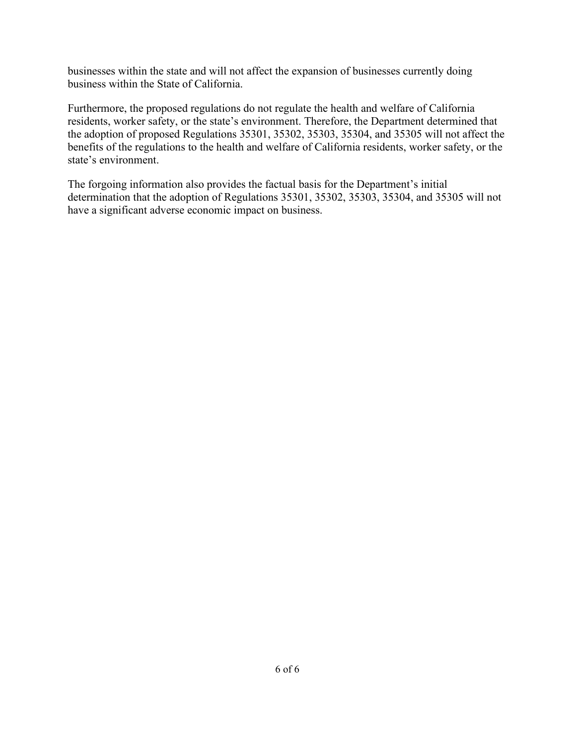businesses within the state and will not affect the expansion of businesses currently doing business within the State of California.

Furthermore, the proposed regulations do not regulate the health and welfare of California residents, worker safety, or the state's environment. Therefore, the Department determined that the adoption of proposed Regulations 35301, 35302, 35303, 35304, and 35305 will not affect the benefits of the regulations to the health and welfare of California residents, worker safety, or the state's environment.

The forgoing information also provides the factual basis for the Department's initial determination that the adoption of Regulations 35301, 35302, 35303, 35304, and 35305 will not have a significant adverse economic impact on business.